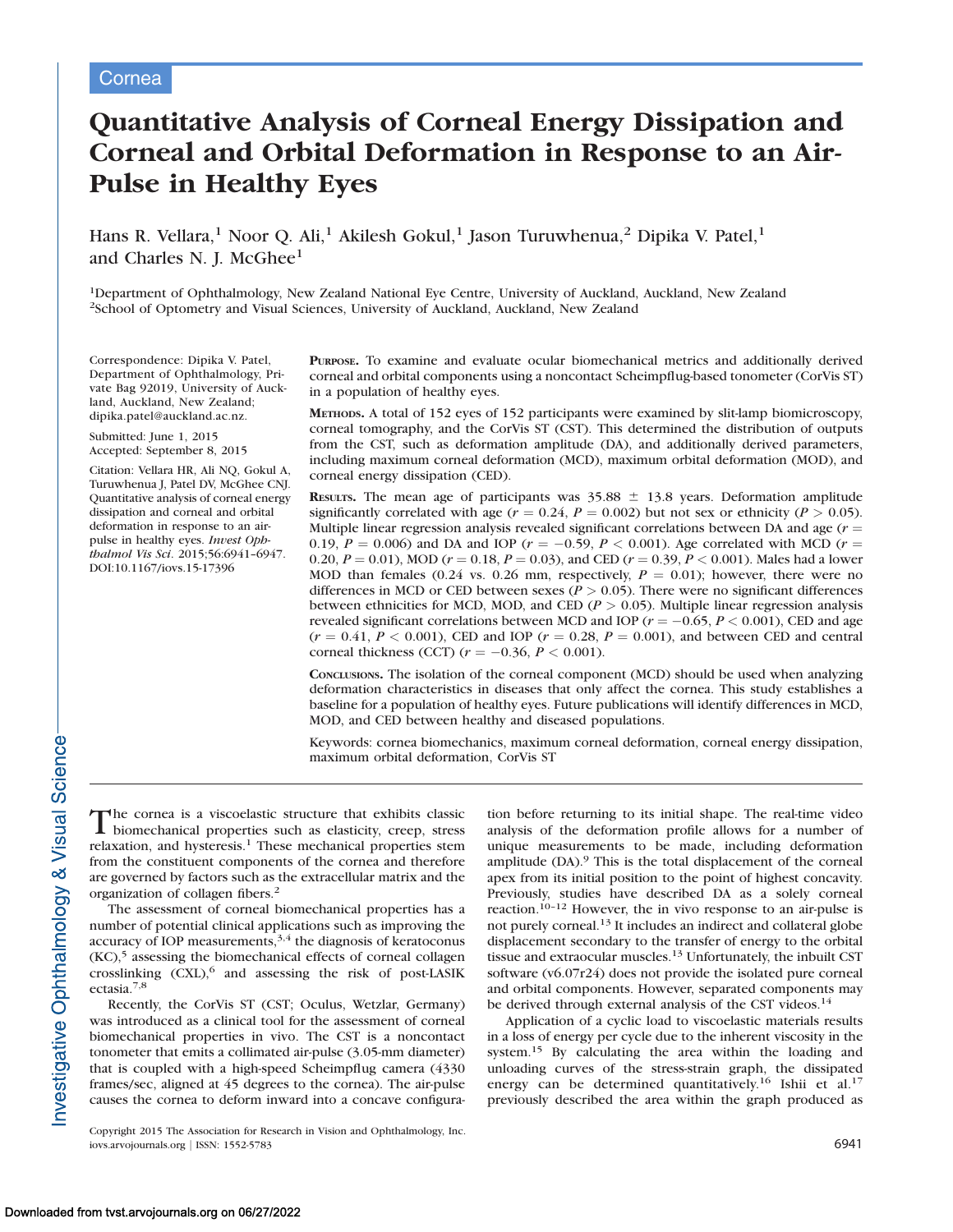Cornea

# Quantitative Analysis of Corneal Energy Dissipation and Corneal and Orbital Deformation in Response to an Air-Pulse in Healthy Eyes

Hans R. Vellara,[1] Noor Q. Ali,[1] Akilesh Gokul,[1] Jason Turuwhenua,[2] Dipika V. Patel,[1] and Charles N. J. McGhee[1]

[1]Department of Ophthalmology, New Zealand National Eye Centre, University of Auckland, Auckland, New Zealand
[2]School of Optometry and Visual Sciences, University of Auckland, Auckland, New Zealand

Correspondence: Dipika V. Patel, Department of Ophthalmology, Private Bag 92019, University of Auckland, Auckland, New Zealand; dipika.patel@auckland.ac.nz.

Submitted: June 1, 2015
Accepted: September 8, 2015

Citation: Vellara HR, Ali NQ, Gokul A, Turuwhenua J, Patel DV, McGhee CNJ. Quantitative analysis of corneal energy dissipation and corneal and orbital deformation in response to an air-pulse in healthy eyes. *Invest Ophthalmol Vis Sci*. 2015;56:6941–6947. DOI:10.1167/iovs.15-17396

**Purpose.** To examine and evaluate ocular biomechanical metrics and additionally derived corneal and orbital components using a noncontact Scheimpflug-based tonometer (CorVis ST) in a population of healthy eyes.

**Methods.** A total of 152 eyes of 152 participants were examined by slit-lamp biomicroscopy, corneal tomography, and the CorVis ST (CST). This determined the distribution of outputs from the CST, such as deformation amplitude (DA), and additionally derived parameters, including maximum corneal deformation (MCD), maximum orbital deformation (MOD), and corneal energy dissipation (CED).

**Results.** The mean age of participants was 35.88 ± 13.8 years. Deformation amplitude significantly correlated with age ($r = 0.24$, $P = 0.002$) but not sex or ethnicity ($P > 0.05$). Multiple linear regression analysis revealed significant correlations between DA and age ($r = 0.19$, $P = 0.006$) and DA and IOP ($r = -0.59$, $P < 0.001$). Age correlated with MCD ($r = 0.20$, $P = 0.01$), MOD ($r = 0.18$, $P = 0.03$), and CED ($r = 0.39$, $P < 0.001$). Males had a lower MOD than females (0.24 vs. 0.26 mm, respectively, $P = 0.01$); however, there were no differences in MCD or CED between sexes ($P > 0.05$). There were no significant differences between ethnicities for MCD, MOD, and CED ($P > 0.05$). Multiple linear regression analysis revealed significant correlations between MCD and IOP ($r = -0.65$, $P < 0.001$), CED and age ($r = 0.41$, $P < 0.001$), CED and IOP ($r = 0.28$, $P = 0.001$), and between CED and central corneal thickness (CCT) ($r = -0.36$, $P < 0.001$).

**Conclusions.** The isolation of the corneal component (MCD) should be used when analyzing deformation characteristics in diseases that only affect the cornea. This study establishes a baseline for a population of healthy eyes. Future publications will identify differences in MCD, MOD, and CED between healthy and diseased populations.

Keywords: cornea biomechanics, maximum corneal deformation, corneal energy dissipation, maximum orbital deformation, CorVis ST

The cornea is a viscoelastic structure that exhibits classic biomechanical properties such as elasticity, creep, stress relaxation, and hysteresis.[1] These mechanical properties stem from the constituent components of the cornea and therefore are governed by factors such as the extracellular matrix and the organization of collagen fibers.[2]

The assessment of corneal biomechanical properties has a number of potential clinical applications such as improving the accuracy of IOP measurements,[3,4] the diagnosis of keratoconus (KC),[5] assessing the biomechanical effects of corneal collagen crosslinking (CXL),[6] and assessing the risk of post-LASIK ectasia.[7,8]

Recently, the CorVis ST (CST; Oculus, Wetzlar, Germany) was introduced as a clinical tool for the assessment of corneal biomechanical properties in vivo. The CST is a noncontact tonometer that emits a collimated air-pulse (3.05-mm diameter) that is coupled with a high-speed Scheimpflug camera (4330 frames/sec, aligned at 45 degrees to the cornea). The air-pulse causes the cornea to deform inward into a concave configuration before returning to its initial shape. The real-time video analysis of the deformation profile allows for a number of unique measurements to be made, including deformation amplitude (DA).[9] This is the total displacement of the corneal apex from its initial position to the point of highest concavity. Previously, studies have described DA as a solely corneal reaction.[10–12] However, the in vivo response to an air-pulse is not purely corneal.[13] It includes an indirect and collateral globe displacement secondary to the transfer of energy to the orbital tissue and extraocular muscles.[13] Unfortunately, the inbuilt CST software (v6.07r24) does not provide the isolated pure corneal and orbital components. However, separated components may be derived through external analysis of the CST videos.[14]

Application of a cyclic load to viscoelastic materials results in a loss of energy per cycle due to the inherent viscosity in the system.[15] By calculating the area within the loading and unloading curves of the stress-strain graph, the dissipated energy can be determined quantitatively.[16] Ishii et al.[17] previously described the area within the graph produced as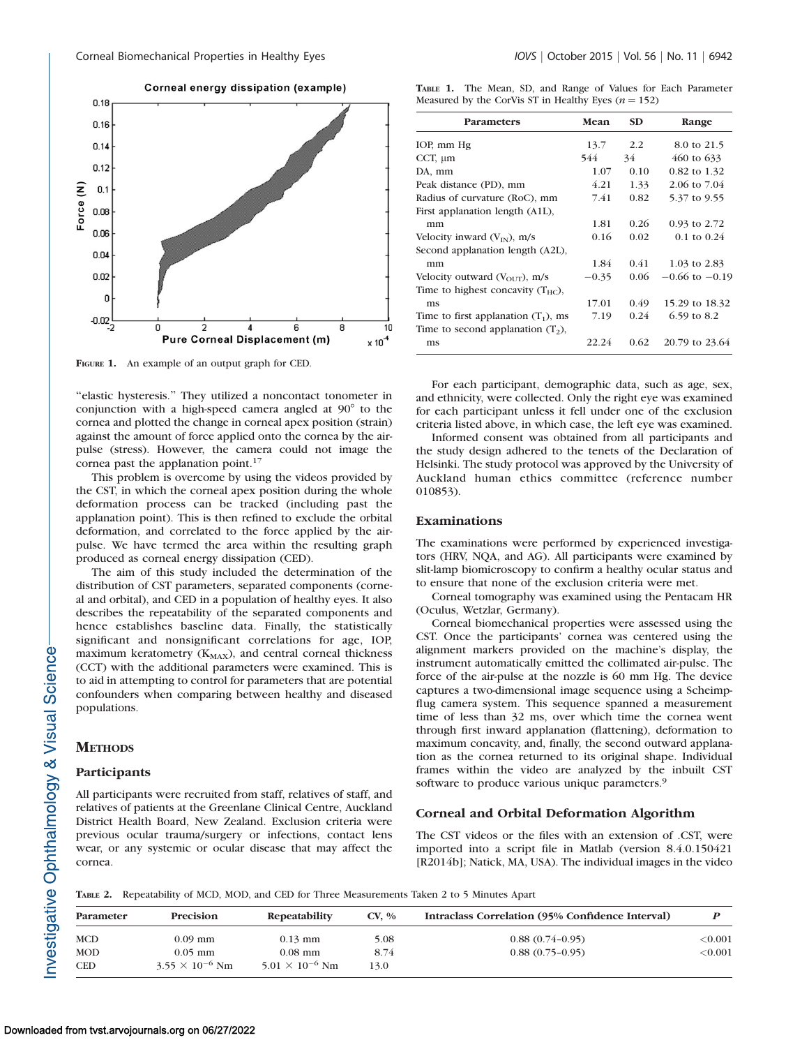FIGURE 1. An example of an output graph for CED.

"elastic hysteresis." They utilized a noncontact tonometer in conjunction with a high-speed camera angled at 90° to the cornea and plotted the change in corneal apex position (strain) against the amount of force applied onto the cornea by the air-pulse (stress). However, the camera could not image the cornea past the applanation point.[17]

This problem is overcome by using the videos provided by the CST, in which the corneal apex position during the whole deformation process can be tracked (including past the applanation point). This is then refined to exclude the orbital deformation, and correlated to the force applied by the air-pulse. We have termed the area within the resulting graph produced as corneal energy dissipation (CED).

The aim of this study included the determination of the distribution of CST parameters, separated components (corneal and orbital), and CED in a population of healthy eyes. It also describes the repeatability of the separated components and hence establishes baseline data. Finally, the statistically significant and nonsignificant correlations for age, IOP, maximum keratometry ($K_{MAX}$), and central corneal thickness (CCT) with the additional parameters were examined. This is to aid in attempting to control for parameters that are potential confounders when comparing between healthy and diseased populations.

## METHODS

### Participants

All participants were recruited from staff, relatives of staff, and relatives of patients at the Greenlane Clinical Centre, Auckland District Health Board, New Zealand. Exclusion criteria were previous ocular trauma/surgery or infections, contact lens wear, or any systemic or ocular disease that may affect the cornea.

TABLE 1. The Mean, SD, and Range of Values for Each Parameter Measured by the CorVis ST in Healthy Eyes ($n = 152$)

| Parameters | Mean | SD | Range |
|---|---|---|---|
| IOP, mm Hg | 13.7 | 2.2 | 8.0 to 21.5 |
| CCT, µm | 544 | 34 | 460 to 633 |
| DA, mm | 1.07 | 0.10 | 0.82 to 1.32 |
| Peak distance (PD), mm | 4.21 | 1.33 | 2.06 to 7.04 |
| Radius of curvature (RoC), mm | 7.41 | 0.82 | 5.37 to 9.55 |
| First applanation length (A1L), mm | 1.81 | 0.26 | 0.93 to 2.72 |
| Velocity inward ($V_{IN}$), m/s | 0.16 | 0.02 | 0.1 to 0.24 |
| Second applanation length (A2L), mm | 1.84 | 0.41 | 1.03 to 2.83 |
| Velocity outward ($V_{OUT}$), m/s | −0.35 | 0.06 | −0.66 to −0.19 |
| Time to highest concavity ($T_{HC}$), ms | 17.01 | 0.49 | 15.29 to 18.32 |
| Time to first applanation ($T_1$), ms | 7.19 | 0.24 | 6.59 to 8.2 |
| Time to second applanation ($T_2$), ms | 22.24 | 0.62 | 20.79 to 23.64 |

For each participant, demographic data, such as age, sex, and ethnicity, were collected. Only the right eye was examined for each participant unless it fell under one of the exclusion criteria listed above, in which case, the left eye was examined.

Informed consent was obtained from all participants and the study design adhered to the tenets of the Declaration of Helsinki. The study protocol was approved by the University of Auckland human ethics committee (reference number 010853).

### Examinations

The examinations were performed by experienced investigators (HRV, NQA, and AG). All participants were examined by slit-lamp biomicroscopy to confirm a healthy ocular status and to ensure that none of the exclusion criteria were met.

Corneal tomography was examined using the Pentacam HR (Oculus, Wetzlar, Germany).

Corneal biomechanical properties were assessed using the CST. Once the participants' cornea was centered using the alignment markers provided on the machine's display, the instrument automatically emitted the collimated air-pulse. The force of the air-pulse at the nozzle is 60 mm Hg. The device captures a two-dimensional image sequence using a Scheimpflug camera system. This sequence spanned a measurement time of less than 32 ms, over which time the cornea went through first inward applanation (flattening), deformation to maximum concavity, and, finally, the second outward applanation as the cornea returned to its original shape. Individual frames within the video are analyzed by the inbuilt CST software to produce various unique parameters.[9]

### Corneal and Orbital Deformation Algorithm

The CST videos or the files with an extension of .CST, were imported into a script file in Matlab (version 8.4.0.150421 [R2014b]; Natick, MA, USA). The individual images in the video

TABLE 2. Repeatability of MCD, MOD, and CED for Three Measurements Taken 2 to 5 Minutes Apart

| Parameter | Precision | Repeatability | CV, % | Intraclass Correlation (95% Confidence Interval) | P |
|---|---|---|---|---|---|
| MCD | 0.09 mm | 0.13 mm | 5.08 | 0.88 (0.74–0.95) | <0.001 |
| MOD | 0.05 mm | 0.08 mm | 8.74 | 0.88 (0.75–0.95) | <0.001 |
| CED | $3.55 \times 10^{-6}$ Nm | $5.01 \times 10^{-6}$ Nm | 13.0 | | |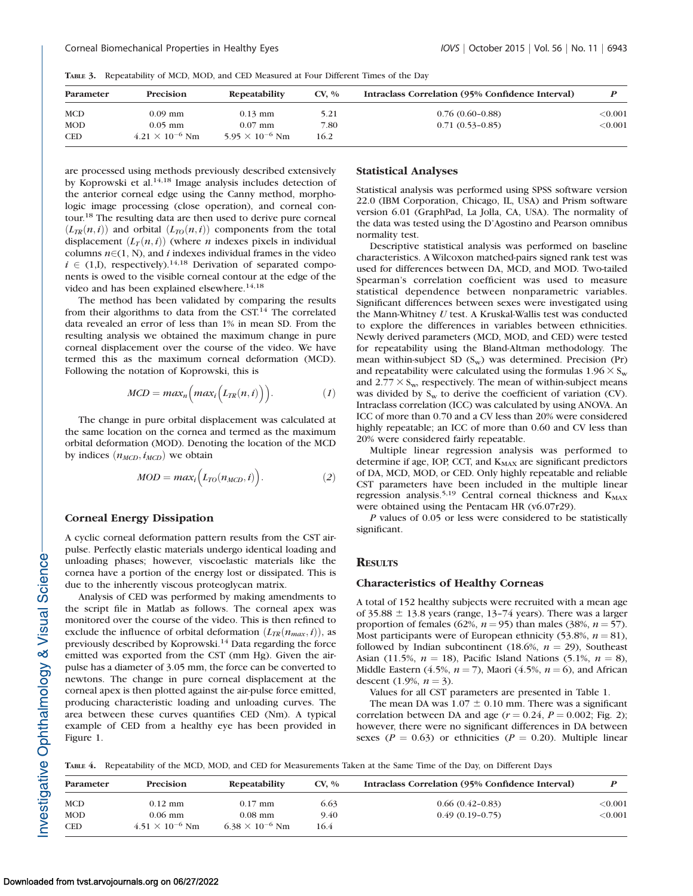**Table 3.** Repeatability of MCD, MOD, and CED Measured at Four Different Times of the Day

| Parameter | Precision | Repeatability | CV, % | Intraclass Correlation (95% Confidence Interval) | P |
|---|---|---|---|---|---|
| MCD | 0.09 mm | 0.13 mm | 5.21 | 0.76 (0.60–0.88) | <0.001 |
| MOD | 0.05 mm | 0.07 mm | 7.80 | 0.71 (0.53–0.85) | <0.001 |
| CED | $4.21 \times 10^{-6}$ Nm | $5.95 \times 10^{-6}$ Nm | 16.2 | | |

are processed using methods previously described extensively by Koprowski et al.[14,18] Image analysis includes detection of the anterior corneal edge using the Canny method, morphologic image processing (close operation), and corneal contour.[18] The resulting data are then used to derive pure corneal ($L_{TR}(n,i)$) and orbital ($L_{TO}(n,i)$) components from the total displacement ($L_T(n,i)$) (where $n$ indexes pixels in individual columns $n \in (1, N)$, and $i$ indexes individual frames in the video $i \in (1,I)$, respectively).[14,18] Derivation of separated components is owed to the visible corneal contour at the edge of the video and has been explained elsewhere.[14,18]

The method has been validated by comparing the results from their algorithms to data from the CST.[14] The correlated data revealed an error of less than 1% in mean SD. From the resulting analysis we obtained the maximum change in pure corneal displacement over the course of the video. We have termed this as the maximum corneal deformation (MCD). Following the notation of Koprowski, this is

$$MCD = max_n\Big(max_i\Big(L_{TR}(n,i)\Big)\Big). \tag{1}$$

The change in pure orbital displacement was calculated at the same location on the cornea and termed as the maximum orbital deformation (MOD). Denoting the location of the MCD by indices ($n_{MCD}, i_{MCD}$) we obtain

$$MOD = max_i\Big(L_{TO}(n_{MCD},i)\Big). \tag{2}$$

### Corneal Energy Dissipation

A cyclic corneal deformation pattern results from the CST air-pulse. Perfectly elastic materials undergo identical loading and unloading phases; however, viscoelastic materials like the cornea have a portion of the energy lost or dissipated. This is due to the inherently viscous proteoglycan matrix.

Analysis of CED was performed by making amendments to the script file in Matlab as follows. The corneal apex was monitored over the course of the video. This is then refined to exclude the influence of orbital deformation ($L_{TR}(n_{max},i)$), as previously described by Koprowski.[14] Data regarding the force emitted was exported from the CST (mm Hg). Given the air-pulse has a diameter of 3.05 mm, the force can be converted to newtons. The change in pure corneal displacement at the corneal apex is then plotted against the air-pulse force emitted, producing characteristic loading and unloading curves. The area between these curves quantifies CED (Nm). A typical example of CED from a healthy eye has been provided in Figure 1.

### Statistical Analyses

Statistical analysis was performed using SPSS software version 22.0 (IBM Corporation, Chicago, IL, USA) and Prism software version 6.01 (GraphPad, La Jolla, CA, USA). The normality of the data was tested using the D'Agostino and Pearson omnibus normality test.

Descriptive statistical analysis was performed on baseline characteristics. A Wilcoxon matched-pairs signed rank test was used for differences between DA, MCD, and MOD. Two-tailed Spearman's correlation coefficient was used to measure statistical dependence between nonparametric variables. Significant differences between sexes were investigated using the Mann-Whitney *U* test. A Kruskal-Wallis test was conducted to explore the differences in variables between ethnicities. Newly derived parameters (MCD, MOD, and CED) were tested for repeatability using the Bland-Altman methodology. The mean within-subject SD ($S_w$) was determined. Precision (Pr) and repeatability were calculated using the formulas $1.96 \times S_w$ and $2.77 \times S_w$, respectively. The mean of within-subject means was divided by $S_w$ to derive the coefficient of variation (CV). Intraclass correlation (ICC) was calculated by using ANOVA. An ICC of more than 0.70 and a CV less than 20% were considered highly repeatable; an ICC of more than 0.60 and CV less than 20% were considered fairly repeatable.

Multiple linear regression analysis was performed to determine if age, IOP, CCT, and $K_{MAX}$ are significant predictors of DA, MCD, MOD, or CED. Only highly repeatable and reliable CST parameters have been included in the multiple linear regression analysis.[5,19] Central corneal thickness and $K_{MAX}$ were obtained using the Pentacam HR (v6.07r29).

*P* values of 0.05 or less were considered to be statistically significant.

## Results

### Characteristics of Healthy Corneas

A total of 152 healthy subjects were recruited with a mean age of 35.88 ± 13.8 years (range, 13–74 years). There was a larger proportion of females (62%, $n = 95$) than males (38%, $n = 57$). Most participants were of European ethnicity (53.8%, $n = 81$), followed by Indian subcontinent (18.6%, $n = 29$), Southeast Asian (11.5%, $n = 18$), Pacific Island Nations (5.1%, $n = 8$), Middle Eastern (4.5%, $n = 7$), Maori (4.5%, $n = 6$), and African descent (1.9%, $n = 3$).

Values for all CST parameters are presented in Table 1.

The mean DA was 1.07 ± 0.10 mm. There was a significant correlation between DA and age ($r = 0.24$, $P = 0.002$; Fig. 2); however, there were no significant differences in DA between sexes ($P = 0.63$) or ethnicities ($P = 0.20$). Multiple linear

**Table 4.** Repeatability of the MCD, MOD, and CED for Measurements Taken at the Same Time of the Day, on Different Days

| Parameter | Precision | Repeatability | CV, % | Intraclass Correlation (95% Confidence Interval) | P |
|---|---|---|---|---|---|
| MCD | 0.12 mm | 0.17 mm | 6.63 | 0.66 (0.42–0.83) | <0.001 |
| MOD | 0.06 mm | 0.08 mm | 9.40 | 0.49 (0.19–0.75) | <0.001 |
| CED | $4.51 \times 10^{-6}$ Nm | $6.38 \times 10^{-6}$ Nm | 16.4 | | |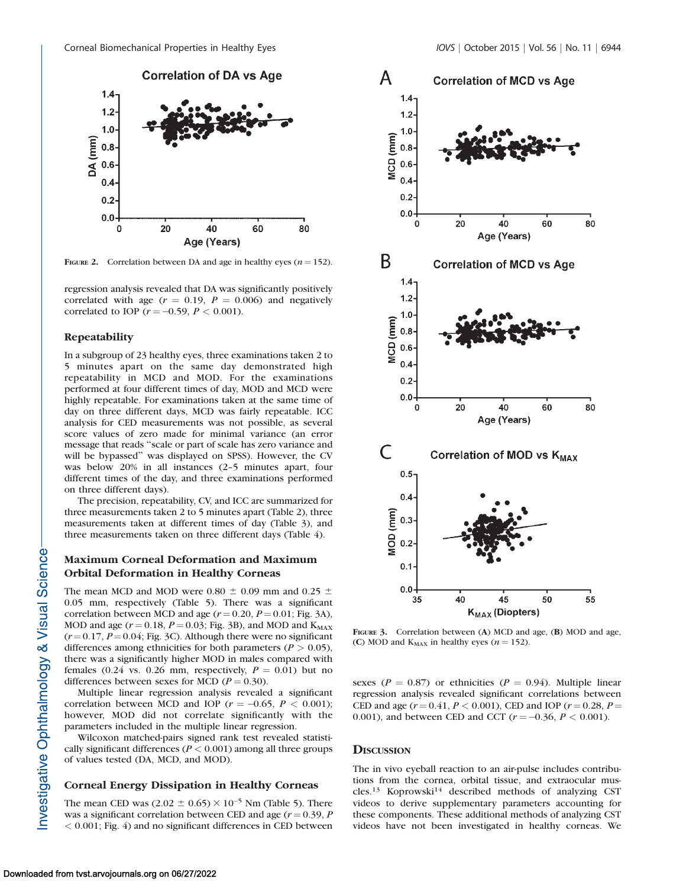FIGURE 2. Correlation between DA and age in healthy eyes ($n = 152$).

regression analysis revealed that DA was significantly positively correlated with age ($r = 0.19$, $P = 0.006$) and negatively correlated to IOP ($r = -0.59$, $P < 0.001$).

### Repeatability

In a subgroup of 23 healthy eyes, three examinations taken 2 to 5 minutes apart on the same day demonstrated high repeatability in MCD and MOD. For the examinations performed at four different times of day, MOD and MCD were highly repeatable. For examinations taken at the same time of day on three different days, MCD was fairly repeatable. ICC analysis for CED measurements was not possible, as several score values of zero made for minimal variance (an error message that reads "scale or part of scale has zero variance and will be bypassed" was displayed on SPSS). However, the CV was below 20% in all instances (2–5 minutes apart, four different times of the day, and three examinations performed on three different days).

The precision, repeatability, CV, and ICC are summarized for three measurements taken 2 to 5 minutes apart (Table 2), three measurements taken at different times of day (Table 3), and three measurements taken on three different days (Table 4).

### Maximum Corneal Deformation and Maximum Orbital Deformation in Healthy Corneas

The mean MCD and MOD were 0.80 ± 0.09 mm and 0.25 ± 0.05 mm, respectively (Table 5). There was a significant correlation between MCD and age ($r = 0.20$, $P = 0.01$; Fig. 3A), MOD and age ($r = 0.18$, $P = 0.03$; Fig. 3B), and MOD and $K_{MAX}$ ($r = 0.17$, $P = 0.04$; Fig. 3C). Although there were no significant differences among ethnicities for both parameters ($P > 0.05$), there was a significantly higher MOD in males compared with females (0.24 vs. 0.26 mm, respectively, $P = 0.01$) but no differences between sexes for MCD ($P = 0.30$).

Multiple linear regression analysis revealed a significant correlation between MCD and IOP ($r = -0.65$, $P < 0.001$); however, MOD did not correlate significantly with the parameters included in the multiple linear regression.

Wilcoxon matched-pairs signed rank test revealed statistically significant differences ($P < 0.001$) among all three groups of values tested (DA, MCD, and MOD).

### Corneal Energy Dissipation in Healthy Corneas

The mean CED was $(2.02 \pm 0.65) \times 10^{-5}$ Nm (Table 5). There was a significant correlation between CED and age ($r = 0.39$, $P < 0.001$; Fig. 4) and no significant differences in CED between

FIGURE 3. Correlation between (A) MCD and age, (B) MOD and age, (C) MOD and $K_{MAX}$ in healthy eyes ($n = 152$).

sexes ($P = 0.87$) or ethnicities ($P = 0.94$). Multiple linear regression analysis revealed significant correlations between CED and age ($r = 0.41$, $P < 0.001$), CED and IOP ($r = 0.28$, $P = 0.001$), and between CED and CCT ($r = -0.36$, $P < 0.001$).

## DISCUSSION

The in vivo eyeball reaction to an air-pulse includes contributions from the cornea, orbital tissue, and extraocular muscles.[13] Koprowski[14] described methods of analyzing CST videos to derive supplementary parameters accounting for these components. These additional methods of analyzing CST videos have not been investigated in healthy corneas. We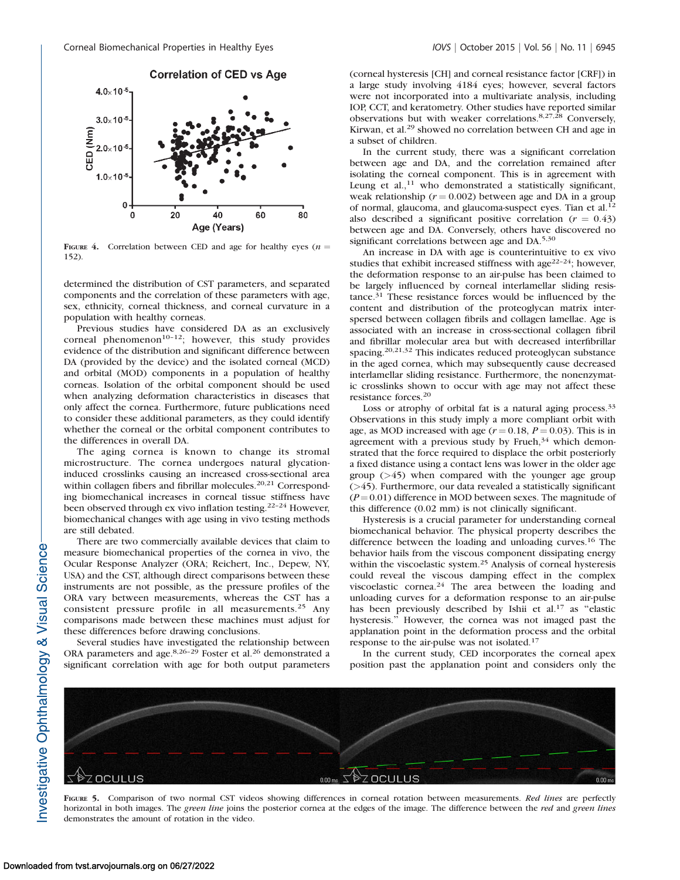FIGURE 4. Correlation between CED and age for healthy eyes ($n$ = 152).

determined the distribution of CST parameters, and separated components and the correlation of these parameters with age, sex, ethnicity, corneal thickness, and corneal curvature in a population with healthy corneas.

Previous studies have considered DA as an exclusively corneal phenomenon[10–12]; however, this study provides evidence of the distribution and significant difference between DA (provided by the device) and the isolated corneal (MCD) and orbital (MOD) components in a population of healthy corneas. Isolation of the orbital component should be used when analyzing deformation characteristics in diseases that only affect the cornea. Furthermore, future publications need to consider these additional parameters, as they could identify whether the corneal or the orbital component contributes to the differences in overall DA.

The aging cornea is known to change its stromal microstructure. The cornea undergoes natural glycation-induced crosslinks causing an increased cross-sectional area within collagen fibers and fibrillar molecules.[20,21] Corresponding biomechanical increases in corneal tissue stiffness have been observed through ex vivo inflation testing.[22–24] However, biomechanical changes with age using in vivo testing methods are still debated.

There are two commercially available devices that claim to measure biomechanical properties of the cornea in vivo, the Ocular Response Analyzer (ORA; Reichert, Inc., Depew, NY, USA) and the CST, although direct comparisons between these instruments are not possible, as the pressure profiles of the ORA vary between measurements, whereas the CST has a consistent pressure profile in all measurements.[25] Any comparisons made between these machines must adjust for these differences before drawing conclusions.

Several studies have investigated the relationship between ORA parameters and age.[8,26–29] Foster et al.[26] demonstrated a significant correlation with age for both output parameters (corneal hysteresis [CH] and corneal resistance factor [CRF]) in a large study involving 4184 eyes; however, several factors were not incorporated into a multivariate analysis, including IOP, CCT, and keratometry. Other studies have reported similar observations but with weaker correlations.[8,27,28] Conversely, Kirwan, et al.[29] showed no correlation between CH and age in a subset of children.

In the current study, there was a significant correlation between age and DA, and the correlation remained after isolating the corneal component. This is in agreement with Leung et al.,[11] who demonstrated a statistically significant, weak relationship ($r = 0.002$) between age and DA in a group of normal, glaucoma, and glaucoma-suspect eyes. Tian et al.[12] also described a significant positive correlation ($r = 0.43$) between age and DA. Conversely, others have discovered no significant correlations between age and DA.[5,30]

An increase in DA with age is counterintuitive to ex vivo studies that exhibit increased stiffness with age[22–24]; however, the deformation response to an air-pulse has been claimed to be largely influenced by corneal interlamellar sliding resistance.[31] These resistance forces would be influenced by the content and distribution of the proteoglycan matrix interspersed between collagen fibrils and collagen lamellae. Age is associated with an increase in cross-sectional collagen fibril and fibrillar molecular area but with decreased interfibrillar spacing.[20,21,32] This indicates reduced proteoglycan substance in the aged cornea, which may subsequently cause decreased interlamellar sliding resistance. Furthermore, the nonenzymatic crosslinks shown to occur with age may not affect these resistance forces.[20]

Loss or atrophy of orbital fat is a natural aging process.[33] Observations in this study imply a more compliant orbit with age, as MOD increased with age ($r = 0.18$, $P = 0.03$). This is in agreement with a previous study by Frueh,[34] which demonstrated that the force required to displace the orbit posteriorly a fixed distance using a contact lens was lower in the older age group (>45) when compared with the younger age group (>45). Furthermore, our data revealed a statistically significant ($P = 0.01$) difference in MOD between sexes. The magnitude of this difference (0.02 mm) is not clinically significant.

Hysteresis is a crucial parameter for understanding corneal biomechanical behavior. The physical property describes the difference between the loading and unloading curves.[16] The behavior hails from the viscous component dissipating energy within the viscoelastic system.[25] Analysis of corneal hysteresis could reveal the viscous damping effect in the complex viscoelastic cornea.[24] The area between the loading and unloading curves for a deformation response to an air-pulse has been previously described by Ishii et al.[17] as "elastic hysteresis." However, the cornea was not imaged past the applanation point in the deformation process and the orbital response to the air-pulse was not isolated.[17]

In the current study, CED incorporates the corneal apex position past the applanation point and considers only the

FIGURE 5. Comparison of two normal CST videos showing differences in corneal rotation between measurements. *Red lines* are perfectly horizontal in both images. The *green line* joins the posterior cornea at the edges of the image. The difference between the *red* and *green lines* demonstrates the amount of rotation in the video.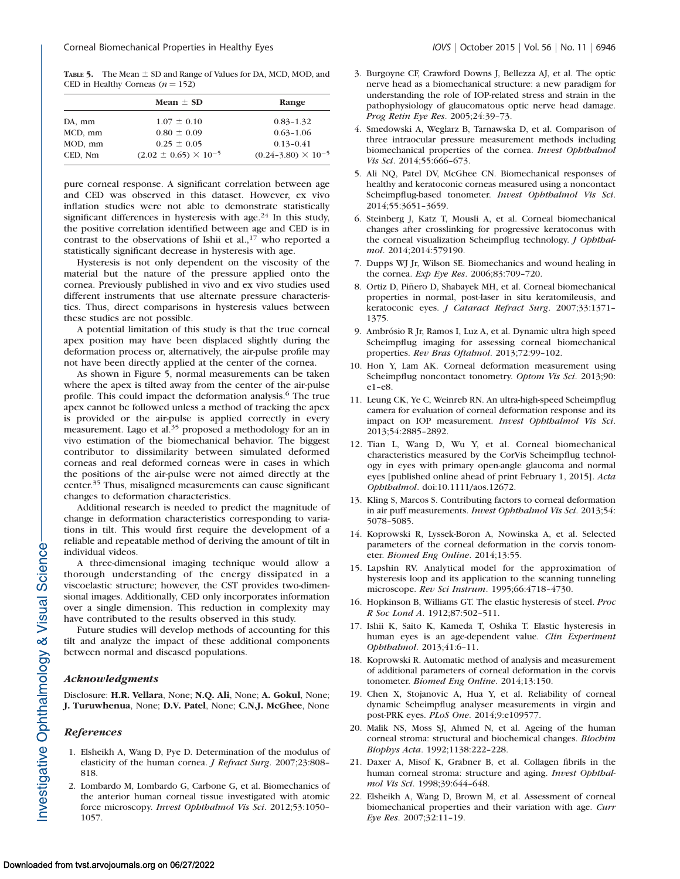**Table 5.** The Mean ± SD and Range of Values for DA, MCD, MOD, and CED in Healthy Corneas ($n = 152$)

| | Mean ± SD | Range |
|---|---|---|
| DA, mm | 1.07 ± 0.10 | 0.83–1.32 |
| MCD, mm | 0.80 ± 0.09 | 0.63–1.06 |
| MOD, mm | 0.25 ± 0.05 | 0.13–0.41 |
| CED, Nm | $(2.02 \pm 0.65) \times 10^{-5}$ | $(0.24\text{–}3.80) \times 10^{-5}$ |

pure corneal response. A significant correlation between age and CED was observed in this dataset. However, ex vivo inflation studies were not able to demonstrate statistically significant differences in hysteresis with age.[24] In this study, the positive correlation identified between age and CED is in contrast to the observations of Ishii et al.,[17] who reported a statistically significant decrease in hysteresis with age.

Hysteresis is not only dependent on the viscosity of the material but the nature of the pressure applied onto the cornea. Previously published in vivo and ex vivo studies used different instruments that use alternate pressure characteristics. Thus, direct comparisons in hysteresis values between these studies are not possible.

A potential limitation of this study is that the true corneal apex position may have been displaced slightly during the deformation process or, alternatively, the air-pulse profile may not have been directly applied at the center of the cornea.

As shown in Figure 5, normal measurements can be taken where the apex is tilted away from the center of the air-pulse profile. This could impact the deformation analysis.[6] The true apex cannot be followed unless a method of tracking the apex is provided or the air-pulse is applied correctly in every measurement. Lago et al.[35] proposed a methodology for an in vivo estimation of the biomechanical behavior. The biggest contributor to dissimilarity between simulated deformed corneas and real deformed corneas were in cases in which the positions of the air-pulse were not aimed directly at the center.[35] Thus, misaligned measurements can cause significant changes to deformation characteristics.

Additional research is needed to predict the magnitude of change in deformation characteristics corresponding to variations in tilt. This would first require the development of a reliable and repeatable method of deriving the amount of tilt in individual videos.

A three-dimensional imaging technique would allow a thorough understanding of the energy dissipated in a viscoelastic structure; however, the CST provides two-dimensional images. Additionally, CED only incorporates information over a single dimension. This reduction in complexity may have contributed to the results observed in this study.

Future studies will develop methods of accounting for this tilt and analyze the impact of these additional components between normal and diseased populations.

### *Acknowledgments*

Disclosure: **H.R. Vellara**, None; **N.Q. Ali**, None; **A. Gokul**, None; **J. Turuwhenua**, None; **D.V. Patel**, None; **C.N.J. McGhee**, None

### *References*

1. Elsheikh A, Wang D, Pye D. Determination of the modulus of elasticity of the human cornea. *J Refract Surg*. 2007;23:808–818.
2. Lombardo M, Lombardo G, Carbone G, et al. Biomechanics of the anterior human corneal tissue investigated with atomic force microscopy. *Invest Ophthalmol Vis Sci*. 2012;53:1050–1057.
3. Burgoyne CF, Crawford Downs J, Bellezza AJ, et al. The optic nerve head as a biomechanical structure: a new paradigm for understanding the role of IOP-related stress and strain in the pathophysiology of glaucomatous optic nerve head damage. *Prog Retin Eye Res*. 2005;24:39–73.
4. Smedowski A, Weglarz B, Tarnawska D, et al. Comparison of three intraocular pressure measurement methods including biomechanical properties of the cornea. *Invest Ophthalmol Vis Sci*. 2014;55:666–673.
5. Ali NQ, Patel DV, McGhee CN. Biomechanical responses of healthy and keratoconic corneas measured using a noncontact Scheimpflug-based tonometer. *Invest Ophthalmol Vis Sci*. 2014;55:3651–3659.
6. Steinberg J, Katz T, Mousli A, et al. Corneal biomechanical changes after crosslinking for progressive keratoconus with the corneal visualization Scheimpflug technology. *J Ophthalmol*. 2014;2014:579190.
7. Dupps WJ Jr, Wilson SE. Biomechanics and wound healing in the cornea. *Exp Eye Res*. 2006;83:709–720.
8. Ortiz D, Piñero D, Shabayek MH, et al. Corneal biomechanical properties in normal, post-laser in situ keratomileusis, and keratoconic eyes. *J Cataract Refract Surg*. 2007;33:1371–1375.
9. Ambrósio R Jr, Ramos I, Luz A, et al. Dynamic ultra high speed Scheimpflug imaging for assessing corneal biomechanical properties. *Rev Bras Oftalmol*. 2013;72:99–102.
10. Hon Y, Lam AK. Corneal deformation measurement using Scheimpflug noncontact tonometry. *Optom Vis Sci*. 2013;90:e1–e8.
11. Leung CK, Ye C, Weinreb RN. An ultra-high-speed Scheimpflug camera for evaluation of corneal deformation response and its impact on IOP measurement. *Invest Ophthalmol Vis Sci*. 2013;54:2885–2892.
12. Tian L, Wang D, Wu Y, et al. Corneal biomechanical characteristics measured by the CorVis Scheimpflug technology in eyes with primary open-angle glaucoma and normal eyes [published online ahead of print February 1, 2015]. *Acta Ophthalmol*. doi:10.1111/aos.12672.
13. Kling S, Marcos S. Contributing factors to corneal deformation in air puff measurements. *Invest Ophthalmol Vis Sci*. 2013;54:5078–5085.
14. Koprowski R, Lyssek-Boron A, Nowinska A, et al. Selected parameters of the corneal deformation in the corvis tonometer. *Biomed Eng Online*. 2014;13:55.
15. Lapshin RV. Analytical model for the approximation of hysteresis loop and its application to the scanning tunneling microscope. *Rev Sci Instrum*. 1995;66:4718–4730.
16. Hopkinson B, Williams GT. The elastic hysteresis of steel. *Proc R Soc Lond A*. 1912;87:502–511.
17. Ishii K, Saito K, Kameda T, Oshika T. Elastic hysteresis in human eyes is an age-dependent value. *Clin Experiment Ophthalmol*. 2013;41:6–11.
18. Koprowski R. Automatic method of analysis and measurement of additional parameters of corneal deformation in the corvis tonometer. *Biomed Eng Online*. 2014;13:150.
19. Chen X, Stojanovic A, Hua Y, et al. Reliability of corneal dynamic Scheimpflug analyser measurements in virgin and post-PRK eyes. *PLoS One*. 2014;9:e109577.
20. Malik NS, Moss SJ, Ahmed N, et al. Ageing of the human corneal stroma: structural and biochemical changes. *Biochim Biophys Acta*. 1992;1138:222–228.
21. Daxer A, Misof K, Grabner B, et al. Collagen fibrils in the human corneal stroma: structure and aging. *Invest Ophthalmol Vis Sci*. 1998;39:644–648.
22. Elsheikh A, Wang D, Brown M, et al. Assessment of corneal biomechanical properties and their variation with age. *Curr Eye Res*. 2007;32:11–19.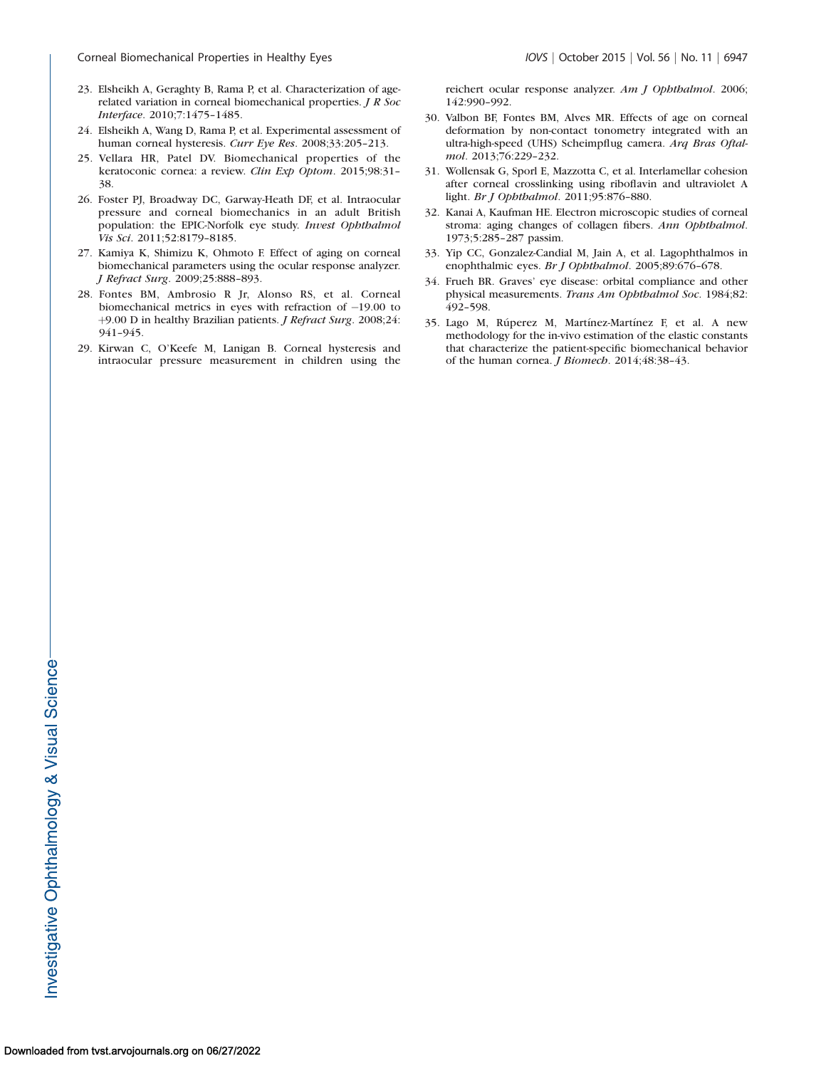23. Elsheikh A, Geraghty B, Rama P, et al. Characterization of age-related variation in corneal biomechanical properties. *J R Soc Interface*. 2010;7:1475–1485.
24. Elsheikh A, Wang D, Rama P, et al. Experimental assessment of human corneal hysteresis. *Curr Eye Res*. 2008;33:205–213.
25. Vellara HR, Patel DV. Biomechanical properties of the keratoconic cornea: a review. *Clin Exp Optom*. 2015;98:31–38.
26. Foster PJ, Broadway DC, Garway-Heath DF, et al. Intraocular pressure and corneal biomechanics in an adult British population: the EPIC-Norfolk eye study. *Invest Ophthalmol Vis Sci*. 2011;52:8179–8185.
27. Kamiya K, Shimizu K, Ohmoto F. Effect of aging on corneal biomechanical parameters using the ocular response analyzer. *J Refract Surg*. 2009;25:888–893.
28. Fontes BM, Ambrosio R Jr, Alonso RS, et al. Corneal biomechanical metrics in eyes with refraction of –19.00 to +9.00 D in healthy Brazilian patients. *J Refract Surg*. 2008;24:941–945.
29. Kirwan C, O'Keefe M, Lanigan B. Corneal hysteresis and intraocular pressure measurement in children using the reichert ocular response analyzer. *Am J Ophthalmol*. 2006;142:990–992.
30. Valbon BF, Fontes BM, Alves MR. Effects of age on corneal deformation by non-contact tonometry integrated with an ultra-high-speed (UHS) Scheimpflug camera. *Arq Bras Oftalmol*. 2013;76:229–232.
31. Wollensak G, Sporl E, Mazzotta C, et al. Interlamellar cohesion after corneal crosslinking using riboflavin and ultraviolet A light. *Br J Ophthalmol*. 2011;95:876–880.
32. Kanai A, Kaufman HE. Electron microscopic studies of corneal stroma: aging changes of collagen fibers. *Ann Ophthalmol*. 1973;5:285–287 passim.
33. Yip CC, Gonzalez-Candial M, Jain A, et al. Lagophthalmos in enophthalmic eyes. *Br J Ophthalmol*. 2005;89:676–678.
34. Frueh BR. Graves' eye disease: orbital compliance and other physical measurements. *Trans Am Ophthalmol Soc*. 1984;82:492–598.
35. Lago M, Rúperez M, Martínez-Martínez F, et al. A new methodology for the in-vivo estimation of the elastic constants that characterize the patient-specific biomechanical behavior of the human cornea. *J Biomech*. 2014;48:38–43.